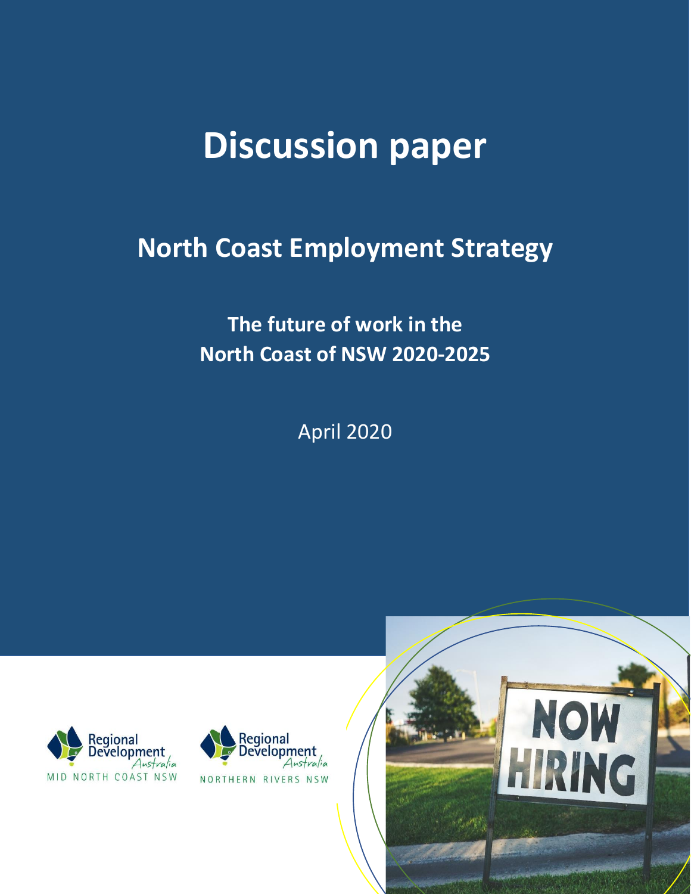# Discussion paper

## North Coast Employment Strategy

### The future of work in the North Coast of NSW 2020-2025

April 2020

Regional Development Australia MID NORTH COAST NSW

Regional Development Australia NORTHERN RIVERS NSW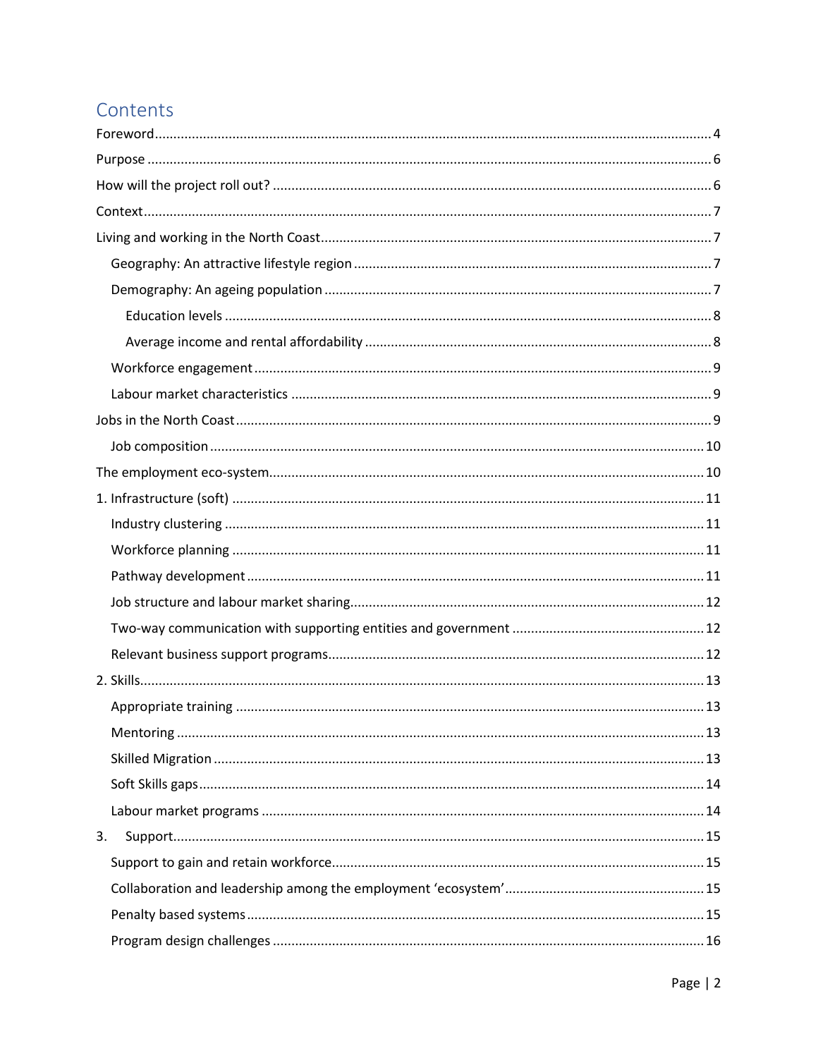# Contents

- Foreword ..... 4
- Purpose ..... 6
- How will the project roll out? ..... 6
- Context ..... 7
- Living and working in the North Coast ..... 7
  - Geography: An attractive lifestyle region ..... 7
  - Demography: An ageing population ..... 7
    - Education levels ..... 8
    - Average income and rental affordability ..... 8
  - Workforce engagement ..... 9
  - Labour market characteristics ..... 9
- Jobs in the North Coast ..... 9
  - Job composition ..... 10
- The employment eco-system ..... 10
- 1. Infrastructure (soft) ..... 11
  - Industry clustering ..... 11
  - Workforce planning ..... 11
  - Pathway development ..... 11
  - Job structure and labour market sharing ..... 12
  - Two-way communication with supporting entities and government ..... 12
  - Relevant business support programs ..... 12
- 2. Skills ..... 13
  - Appropriate training ..... 13
  - Mentoring ..... 13
  - Skilled Migration ..... 13
  - Soft Skills gaps ..... 14
  - Labour market programs ..... 14
- 3. Support ..... 15
  - Support to gain and retain workforce ..... 15
  - Collaboration and leadership among the employment 'ecosystem' ..... 15
  - Penalty based systems ..... 15
  - Program design challenges ..... 16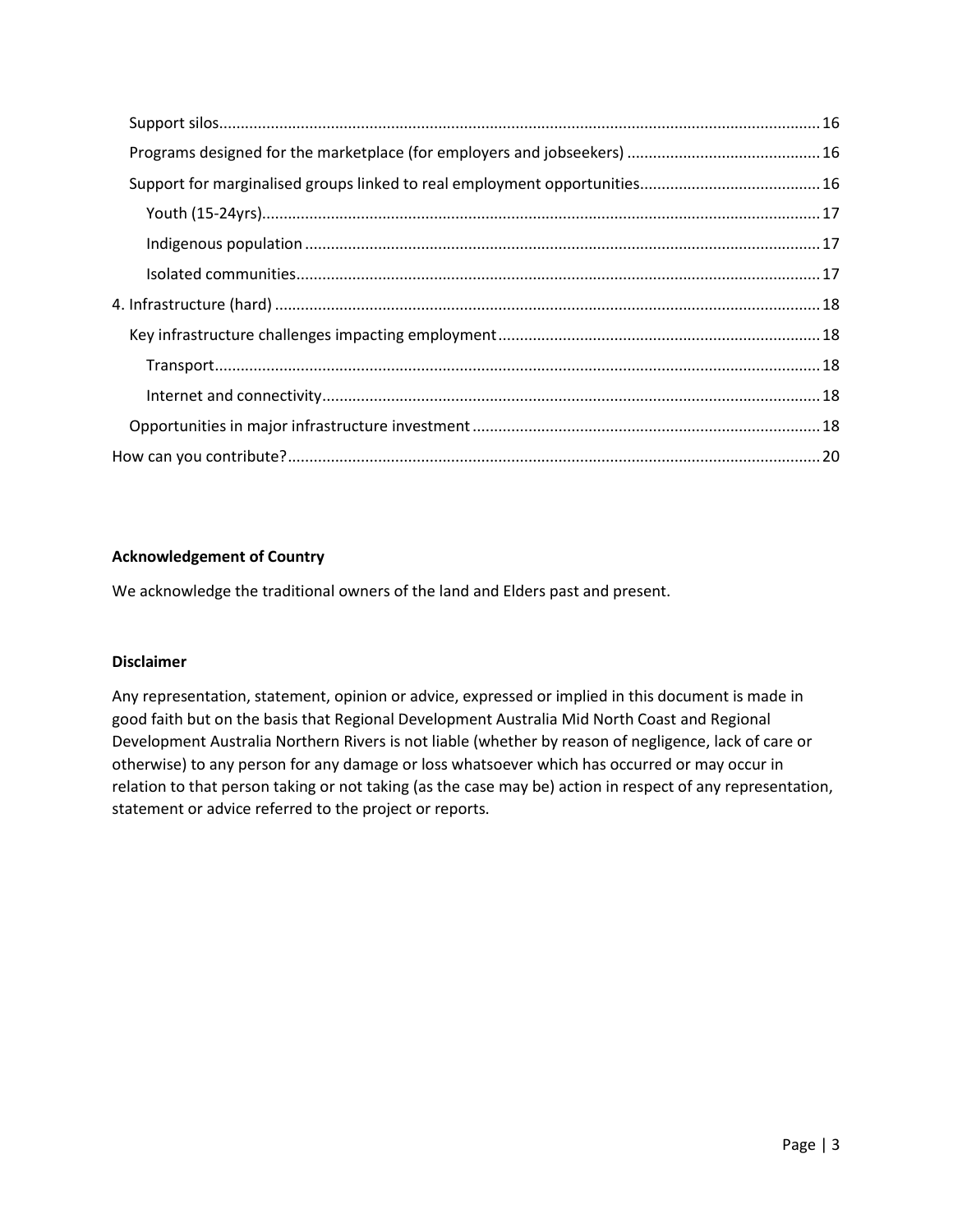- Support silos ..... 16
- Programs designed for the marketplace (for employers and jobseekers) ..... 16
- Support for marginalised groups linked to real employment opportunities ..... 16
  - Youth (15-24yrs) ..... 17
  - Indigenous population ..... 17
  - Isolated communities ..... 17

4. Infrastructure (hard) ..... 18
   - Key infrastructure challenges impacting employment ..... 18
     - Transport ..... 18
     - Internet and connectivity ..... 18
   - Opportunities in major infrastructure investment ..... 18

How can you contribute? ..... 20

**Acknowledgement of Country**

We acknowledge the traditional owners of the land and Elders past and present.

**Disclaimer**

Any representation, statement, opinion or advice, expressed or implied in this document is made in good faith but on the basis that Regional Development Australia Mid North Coast and Regional Development Australia Northern Rivers is not liable (whether by reason of negligence, lack of care or otherwise) to any person for any damage or loss whatsoever which has occurred or may occur in relation to that person taking or not taking (as the case may be) action in respect of any representation, statement or advice referred to the project or reports.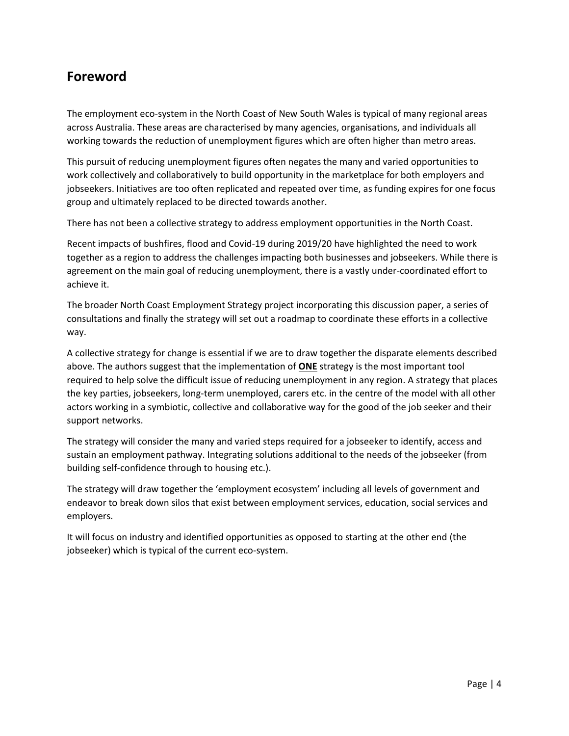## Foreword

The employment eco-system in the North Coast of New South Wales is typical of many regional areas across Australia. These areas are characterised by many agencies, organisations, and individuals all working towards the reduction of unemployment figures which are often higher than metro areas.

This pursuit of reducing unemployment figures often negates the many and varied opportunities to work collectively and collaboratively to build opportunity in the marketplace for both employers and jobseekers. Initiatives are too often replicated and repeated over time, as funding expires for one focus group and ultimately replaced to be directed towards another.

There has not been a collective strategy to address employment opportunities in the North Coast.

Recent impacts of bushfires, flood and Covid-19 during 2019/20 have highlighted the need to work together as a region to address the challenges impacting both businesses and jobseekers. While there is agreement on the main goal of reducing unemployment, there is a vastly under-coordinated effort to achieve it.

The broader North Coast Employment Strategy project incorporating this discussion paper, a series of consultations and finally the strategy will set out a roadmap to coordinate these efforts in a collective way.

A collective strategy for change is essential if we are to draw together the disparate elements described above. The authors suggest that the implementation of <u>**ONE**</u> strategy is the most important tool required to help solve the difficult issue of reducing unemployment in any region. A strategy that places the key parties, jobseekers, long-term unemployed, carers etc. in the centre of the model with all other actors working in a symbiotic, collective and collaborative way for the good of the job seeker and their support networks.

The strategy will consider the many and varied steps required for a jobseeker to identify, access and sustain an employment pathway. Integrating solutions additional to the needs of the jobseeker (from building self-confidence through to housing etc.).

The strategy will draw together the 'employment ecosystem' including all levels of government and endeavor to break down silos that exist between employment services, education, social services and employers.

It will focus on industry and identified opportunities as opposed to starting at the other end (the jobseeker) which is typical of the current eco-system.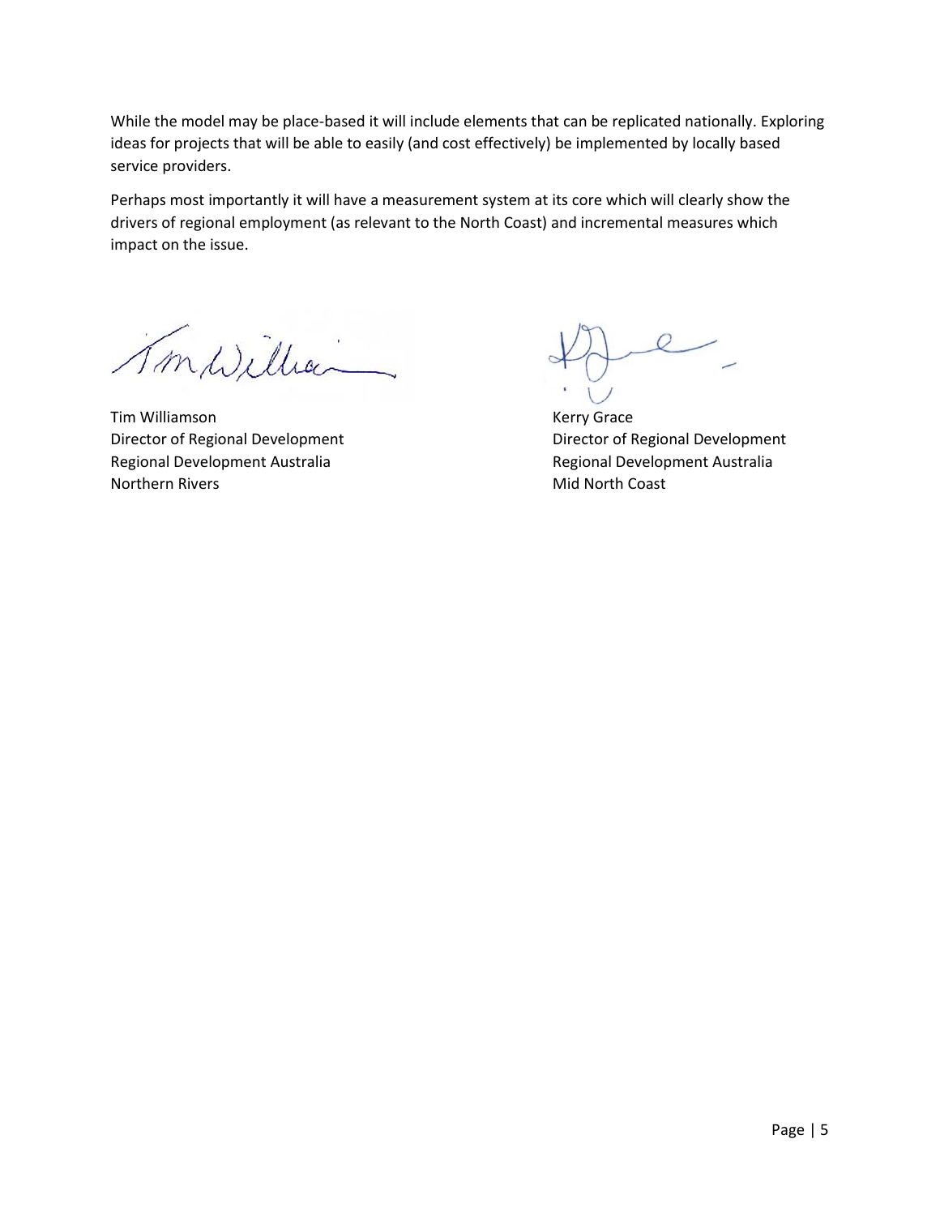While the model may be place-based it will include elements that can be replicated nationally. Exploring ideas for projects that will be able to easily (and cost effectively) be implemented by locally based service providers.

Perhaps most importantly it will have a measurement system at its core which will clearly show the drivers of regional employment (as relevant to the North Coast) and incremental measures which impact on the issue.

Tim Williamson
Director of Regional Development
Regional Development Australia
Northern Rivers

Kerry Grace
Director of Regional Development
Regional Development Australia
Mid North Coast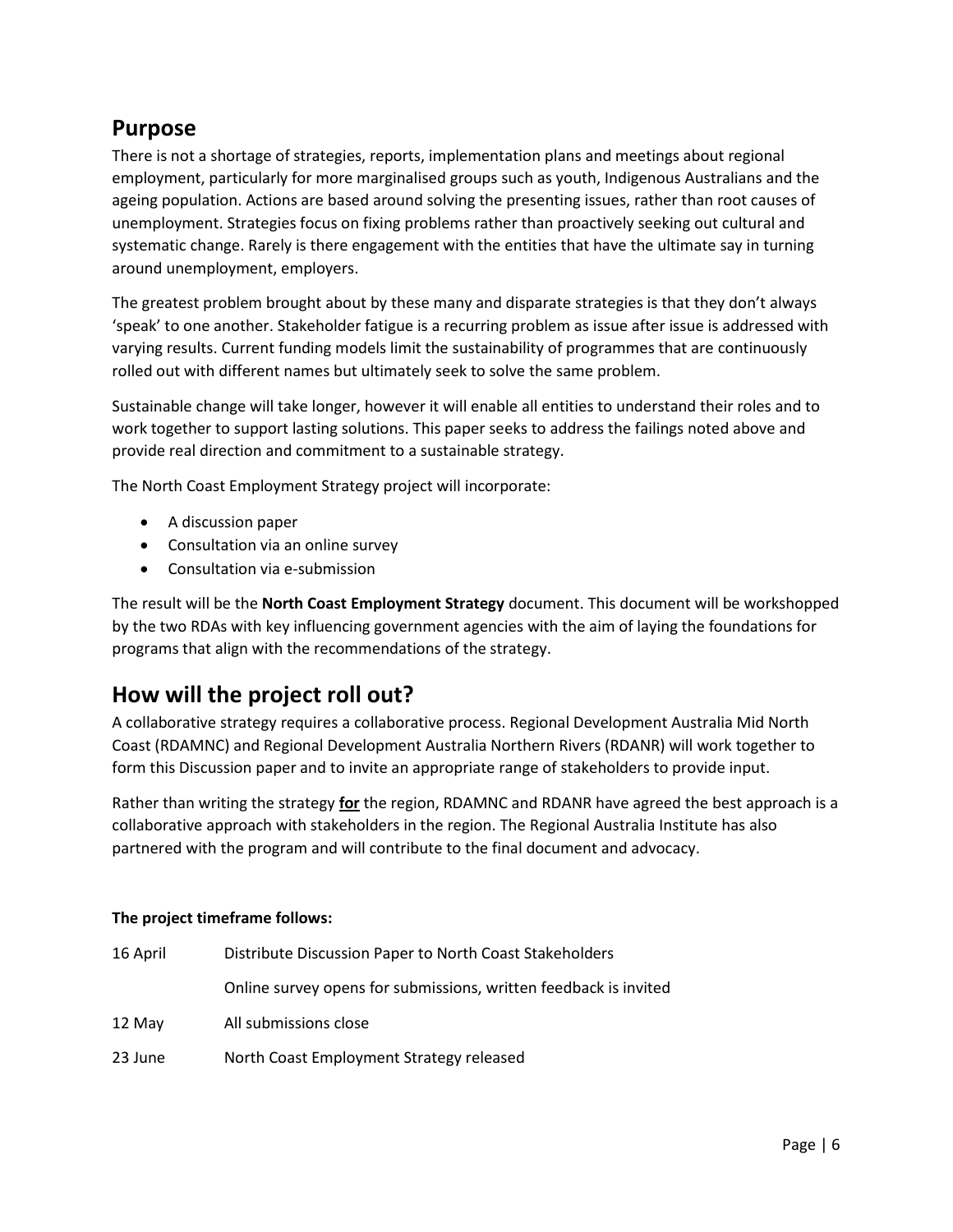## Purpose

There is not a shortage of strategies, reports, implementation plans and meetings about regional employment, particularly for more marginalised groups such as youth, Indigenous Australians and the ageing population. Actions are based around solving the presenting issues, rather than root causes of unemployment. Strategies focus on fixing problems rather than proactively seeking out cultural and systematic change. Rarely is there engagement with the entities that have the ultimate say in turning around unemployment, employers.

The greatest problem brought about by these many and disparate strategies is that they don't always 'speak' to one another. Stakeholder fatigue is a recurring problem as issue after issue is addressed with varying results. Current funding models limit the sustainability of programmes that are continuously rolled out with different names but ultimately seek to solve the same problem.

Sustainable change will take longer, however it will enable all entities to understand their roles and to work together to support lasting solutions. This paper seeks to address the failings noted above and provide real direction and commitment to a sustainable strategy.

The North Coast Employment Strategy project will incorporate:

- A discussion paper
- Consultation via an online survey
- Consultation via e-submission

The result will be the **North Coast Employment Strategy** document. This document will be workshopped by the two RDAs with key influencing government agencies with the aim of laying the foundations for programs that align with the recommendations of the strategy.

## How will the project roll out?

A collaborative strategy requires a collaborative process. Regional Development Australia Mid North Coast (RDAMNC) and Regional Development Australia Northern Rivers (RDANR) will work together to form this Discussion paper and to invite an appropriate range of stakeholders to provide input.

Rather than writing the strategy **<u>for</u>** the region, RDAMNC and RDANR have agreed the best approach is a collaborative approach with stakeholders in the region. The Regional Australia Institute has also partnered with the program and will contribute to the final document and advocacy.

**The project timeframe follows:**

| | |
|---|---|
| 16 April | Distribute Discussion Paper to North Coast Stakeholders |
| | Online survey opens for submissions, written feedback is invited |
| 12 May | All submissions close |
| 23 June | North Coast Employment Strategy released |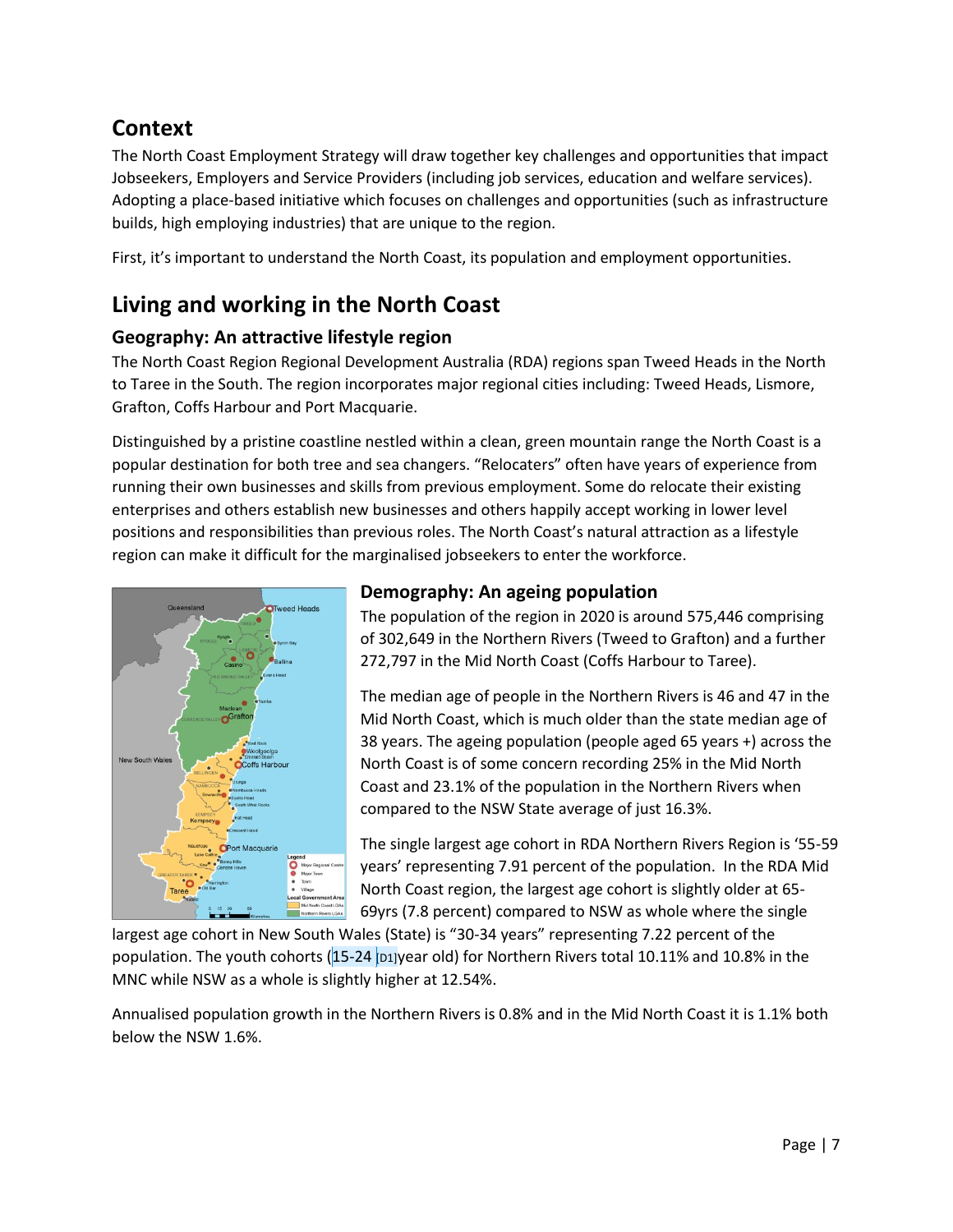## Context

The North Coast Employment Strategy will draw together key challenges and opportunities that impact Jobseekers, Employers and Service Providers (including job services, education and welfare services). Adopting a place-based initiative which focuses on challenges and opportunities (such as infrastructure builds, high employing industries) that are unique to the region.

First, it's important to understand the North Coast, its population and employment opportunities.

## Living and working in the North Coast

### Geography: An attractive lifestyle region

The North Coast Region Regional Development Australia (RDA) regions span Tweed Heads in the North to Taree in the South. The region incorporates major regional cities including: Tweed Heads, Lismore, Grafton, Coffs Harbour and Port Macquarie.

Distinguished by a pristine coastline nestled within a clean, green mountain range the North Coast is a popular destination for both tree and sea changers. "Relocaters" often have years of experience from running their own businesses and skills from previous employment. Some do relocate their existing enterprises and others establish new businesses and others happily accept working in lower level positions and responsibilities than previous roles. The North Coast's natural attraction as a lifestyle region can make it difficult for the marginalised jobseekers to enter the workforce.

### Demography: An ageing population

The population of the region in 2020 is around 575,446 comprising of 302,649 in the Northern Rivers (Tweed to Grafton) and a further 272,797 in the Mid North Coast (Coffs Harbour to Taree).

The median age of people in the Northern Rivers is 46 and 47 in the Mid North Coast, which is much older than the state median age of 38 years. The ageing population (people aged 65 years +) across the North Coast is of some concern recording 25% in the Mid North Coast and 23.1% of the population in the Northern Rivers when compared to the NSW State average of just 16.3%.

The single largest age cohort in RDA Northern Rivers Region is '55-59 years' representing 7.91 percent of the population. In the RDA Mid North Coast region, the largest age cohort is slightly older at 65-69yrs (7.8 percent) compared to NSW as whole where the single largest age cohort in New South Wales (State) is "30-34 years" representing 7.22 percent of the population. The youth cohorts (15-24 [D1]year old) for Northern Rivers total 10.11% and 10.8% in the MNC while NSW as a whole is slightly higher at 12.54%.

Annualised population growth in the Northern Rivers is 0.8% and in the Mid North Coast it is 1.1% both below the NSW 1.6%.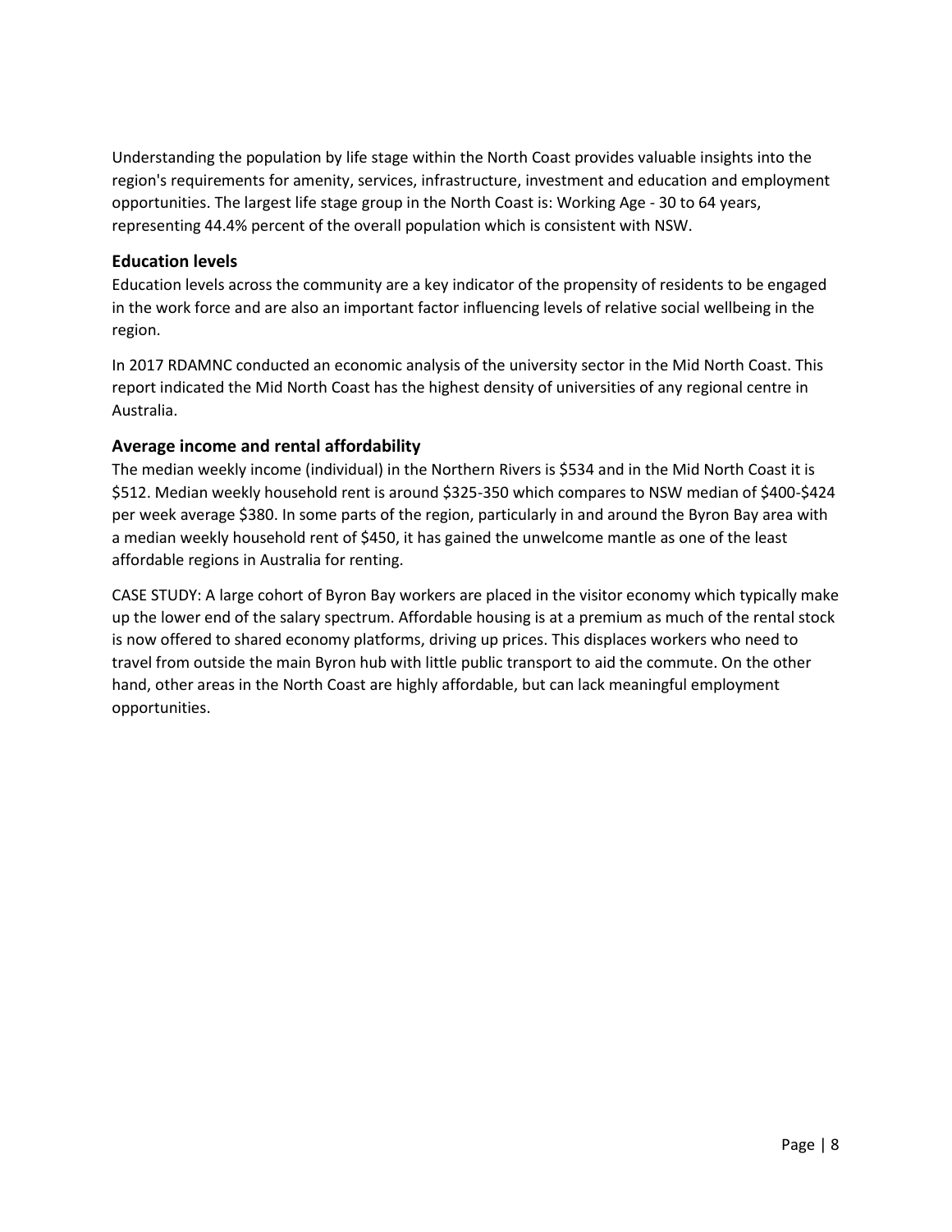Understanding the population by life stage within the North Coast provides valuable insights into the region's requirements for amenity, services, infrastructure, investment and education and employment opportunities. The largest life stage group in the North Coast is: Working Age - 30 to 64 years, representing 44.4% percent of the overall population which is consistent with NSW.

### Education levels

Education levels across the community are a key indicator of the propensity of residents to be engaged in the work force and are also an important factor influencing levels of relative social wellbeing in the region.

In 2017 RDAMNC conducted an economic analysis of the university sector in the Mid North Coast. This report indicated the Mid North Coast has the highest density of universities of any regional centre in Australia.

### Average income and rental affordability

The median weekly income (individual) in the Northern Rivers is $534 and in the Mid North Coast it is $512. Median weekly household rent is around $325-350 which compares to NSW median of $400-$424 per week average $380. In some parts of the region, particularly in and around the Byron Bay area with a median weekly household rent of $450, it has gained the unwelcome mantle as one of the least affordable regions in Australia for renting.

CASE STUDY: A large cohort of Byron Bay workers are placed in the visitor economy which typically make up the lower end of the salary spectrum. Affordable housing is at a premium as much of the rental stock is now offered to shared economy platforms, driving up prices. This displaces workers who need to travel from outside the main Byron hub with little public transport to aid the commute. On the other hand, other areas in the North Coast are highly affordable, but can lack meaningful employment opportunities.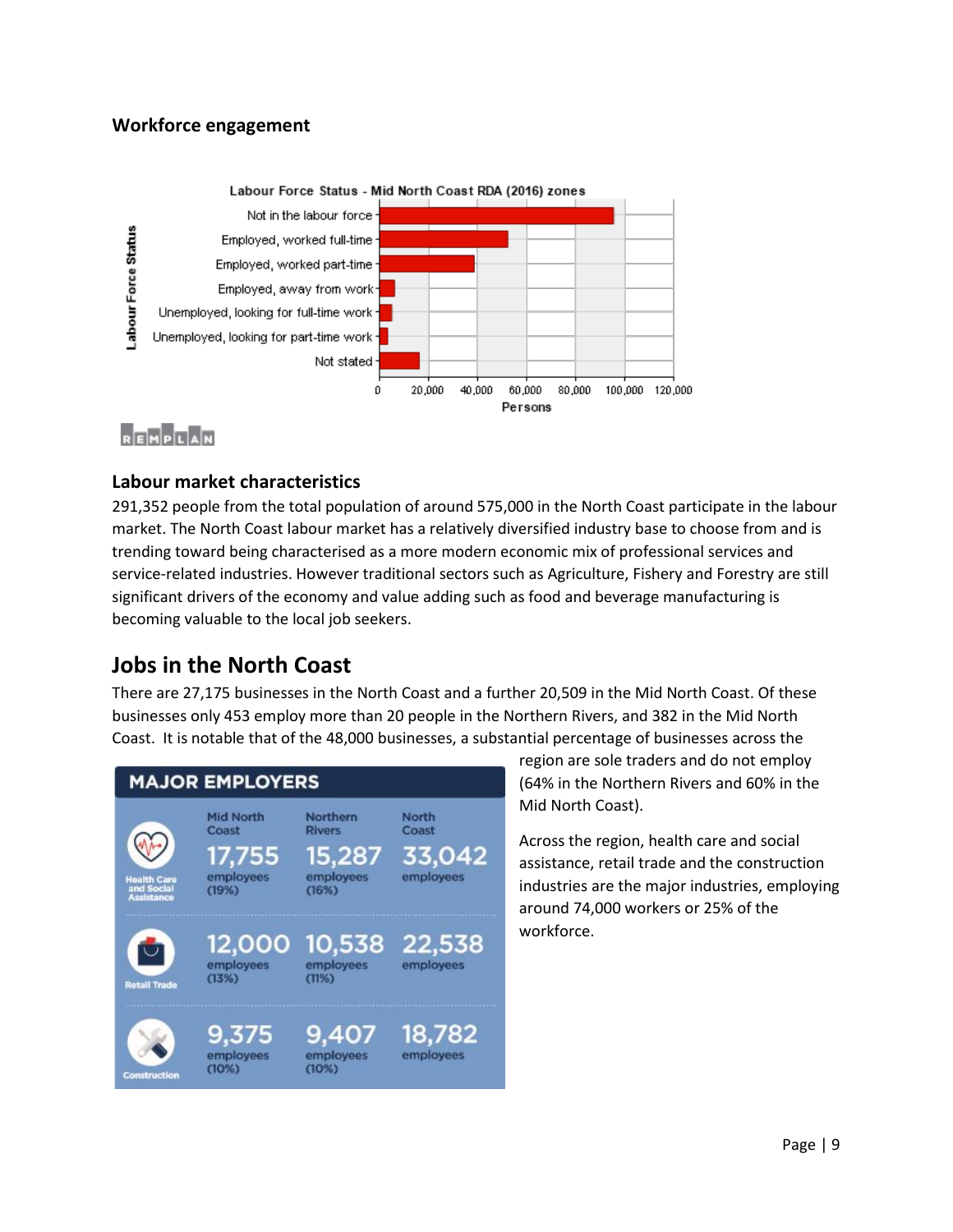### Workforce engagement

Labour Force Status - Mid North Coast RDA (2016) zones

| Labour Force Status | Persons |
|---|---|
| Not in the labour force | ~95,000 |
| Employed, worked full-time | ~52,000 |
| Employed, worked part-time | ~38,000 |
| Employed, away from work | ~6,000 |
| Unemployed, looking for full-time work | ~5,000 |
| Unemployed, looking for part-time work | ~3,000 |
| Not stated | ~16,000 |

REMPLAN

### Labour market characteristics

291,352 people from the total population of around 575,000 in the North Coast participate in the labour market. The North Coast labour market has a relatively diversified industry base to choose from and is trending toward being characterised as a more modern economic mix of professional services and service-related industries. However traditional sectors such as Agriculture, Fishery and Forestry are still significant drivers of the economy and value adding such as food and beverage manufacturing is becoming valuable to the local job seekers.

## Jobs in the North Coast

There are 27,175 businesses in the North Coast and a further 20,509 in the Mid North Coast. Of these businesses only 453 employ more than 20 people in the Northern Rivers, and 382 in the Mid North Coast. It is notable that of the 48,000 businesses, a substantial percentage of businesses across the region are sole traders and do not employ (64% in the Northern Rivers and 60% in the Mid North Coast).

**MAJOR EMPLOYERS**

| | Mid North Coast | Northern Rivers | North Coast |
|---|---|---|---|
| Health Care and Social Assistance | 17,755 employees (19%) | 15,287 employees (16%) | 33,042 employees |
| Retail Trade | 12,000 employees (13%) | 10,538 employees (11%) | 22,538 employees |
| Construction | 9,375 employees (10%) | 9,407 employees (10%) | 18,782 employees |

Across the region, health care and social assistance, retail trade and the construction industries are the major industries, employing around 74,000 workers or 25% of the workforce.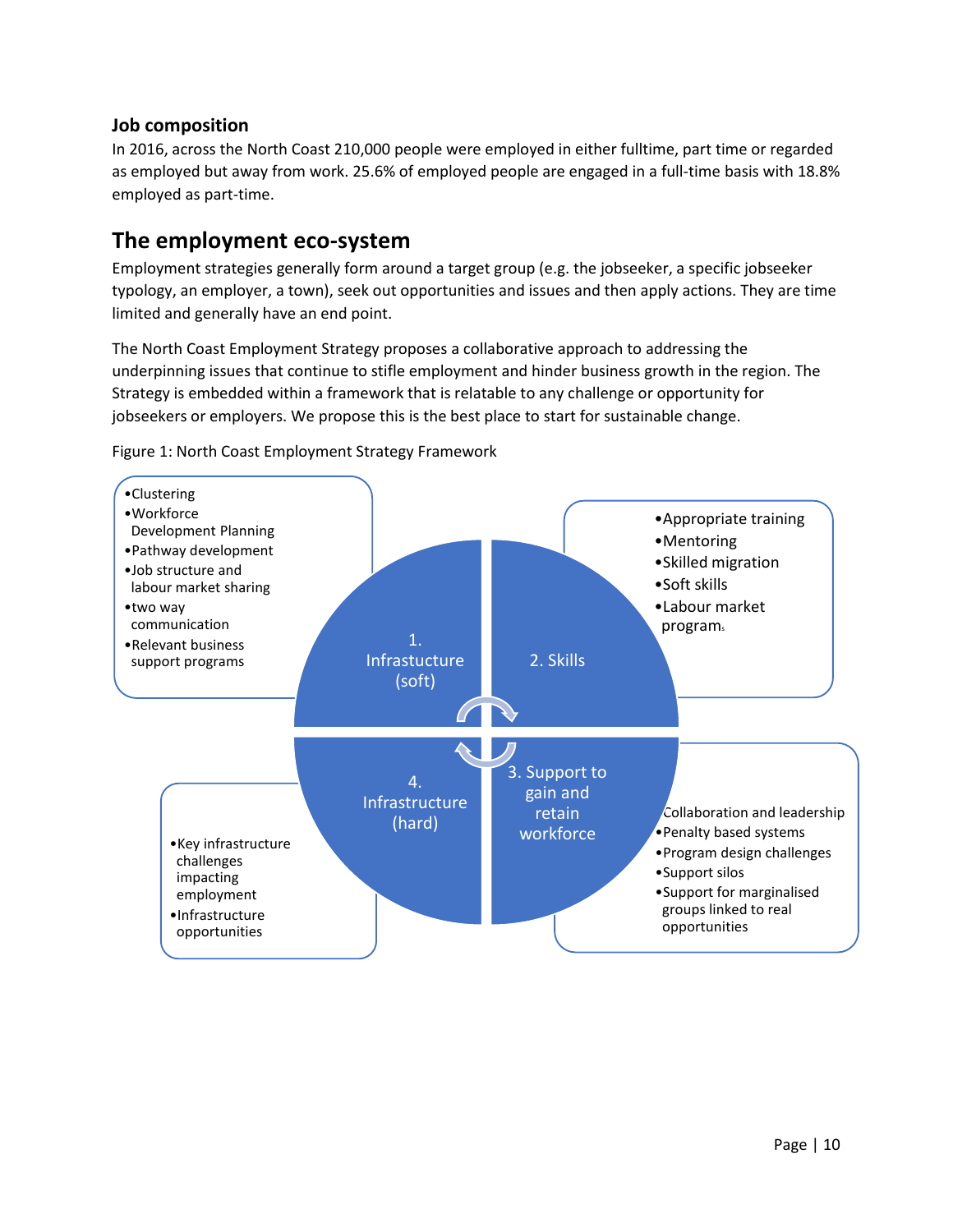### Job composition

In 2016, across the North Coast 210,000 people were employed in either fulltime, part time or regarded as employed but away from work. 25.6% of employed people are engaged in a full-time basis with 18.8% employed as part-time.

## The employment eco-system

Employment strategies generally form around a target group (e.g. the jobseeker, a specific jobseeker typology, an employer, a town), seek out opportunities and issues and then apply actions. They are time limited and generally have an end point.

The North Coast Employment Strategy proposes a collaborative approach to addressing the underpinning issues that continue to stifle employment and hinder business growth in the region. The Strategy is embedded within a framework that is relatable to any challenge or opportunity for jobseekers or employers. We propose this is the best place to start for sustainable change.

Figure 1: North Coast Employment Strategy Framework

**1. Infrastucture (soft)**

- Clustering
- Workforce Development Planning
- Pathway development
- Job structure and labour market sharing
- two way communication
- Relevant business support programs

**2. Skills**

- Appropriate training
- Mentoring
- Skilled migration
- Soft skills
- Labour market program

**3. Support to gain and retain workforce**

- Collaboration and leadership
- Penalty based systems
- Program design challenges
- Support silos
- Support for marginalised groups linked to real opportunities

**4. Infrastucture (hard)**

- Key infrastructure challenges impacting employment
- Infrastructure opportunities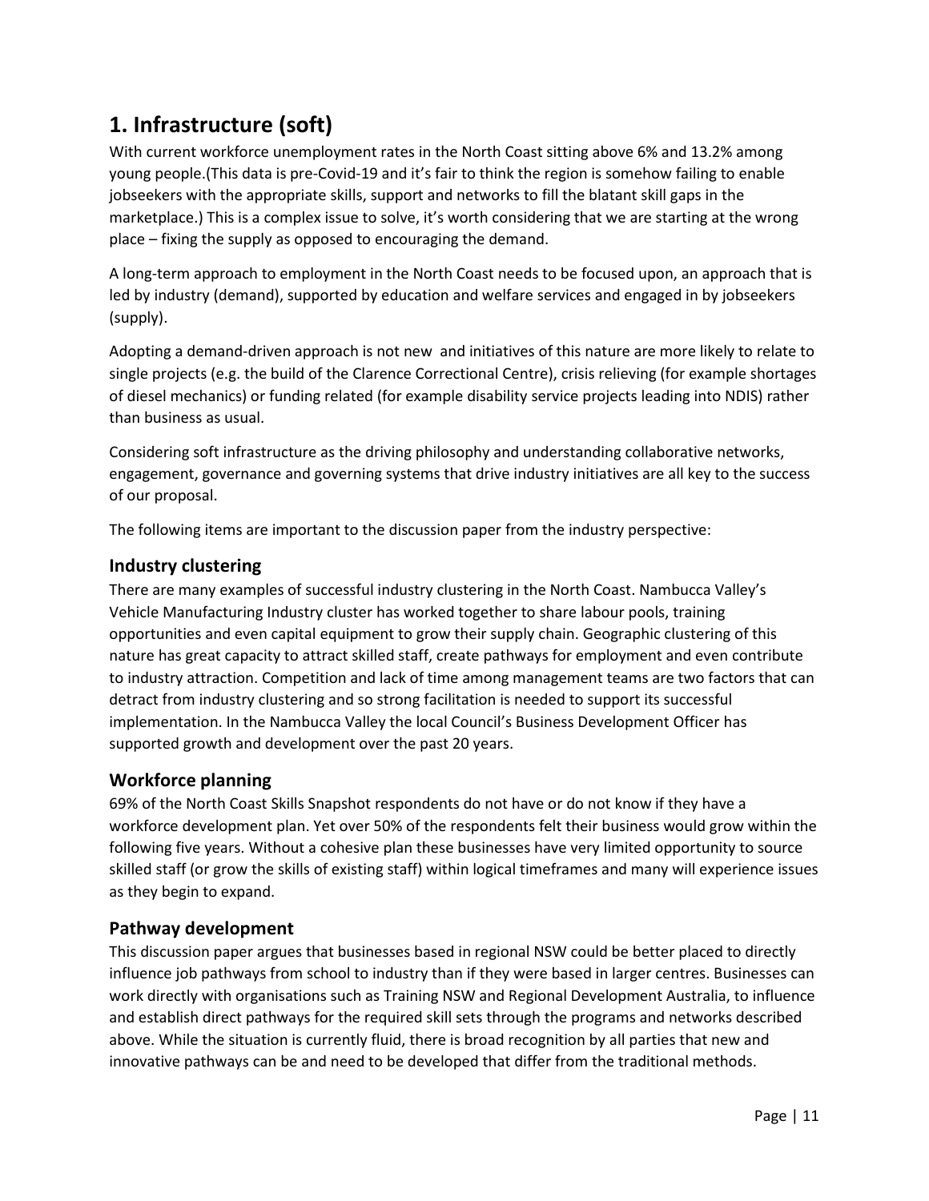# 1. Infrastructure (soft)

With current workforce unemployment rates in the North Coast sitting above 6% and 13.2% among young people.(This data is pre-Covid-19 and it's fair to think the region is somehow failing to enable jobseekers with the appropriate skills, support and networks to fill the blatant skill gaps in the marketplace.) This is a complex issue to solve, it's worth considering that we are starting at the wrong place – fixing the supply as opposed to encouraging the demand.

A long-term approach to employment in the North Coast needs to be focused upon, an approach that is led by industry (demand), supported by education and welfare services and engaged in by jobseekers (supply).

Adopting a demand-driven approach is not new and initiatives of this nature are more likely to relate to single projects (e.g. the build of the Clarence Correctional Centre), crisis relieving (for example shortages of diesel mechanics) or funding related (for example disability service projects leading into NDIS) rather than business as usual.

Considering soft infrastructure as the driving philosophy and understanding collaborative networks, engagement, governance and governing systems that drive industry initiatives are all key to the success of our proposal.

The following items are important to the discussion paper from the industry perspective:

## Industry clustering

There are many examples of successful industry clustering in the North Coast. Nambucca Valley's Vehicle Manufacturing Industry cluster has worked together to share labour pools, training opportunities and even capital equipment to grow their supply chain. Geographic clustering of this nature has great capacity to attract skilled staff, create pathways for employment and even contribute to industry attraction. Competition and lack of time among management teams are two factors that can detract from industry clustering and so strong facilitation is needed to support its successful implementation. In the Nambucca Valley the local Council's Business Development Officer has supported growth and development over the past 20 years.

## Workforce planning

69% of the North Coast Skills Snapshot respondents do not have or do not know if they have a workforce development plan. Yet over 50% of the respondents felt their business would grow within the following five years. Without a cohesive plan these businesses have very limited opportunity to source skilled staff (or grow the skills of existing staff) within logical timeframes and many will experience issues as they begin to expand.

## Pathway development

This discussion paper argues that businesses based in regional NSW could be better placed to directly influence job pathways from school to industry than if they were based in larger centres. Businesses can work directly with organisations such as Training NSW and Regional Development Australia, to influence and establish direct pathways for the required skill sets through the programs and networks described above. While the situation is currently fluid, there is broad recognition by all parties that new and innovative pathways can be and need to be developed that differ from the traditional methods.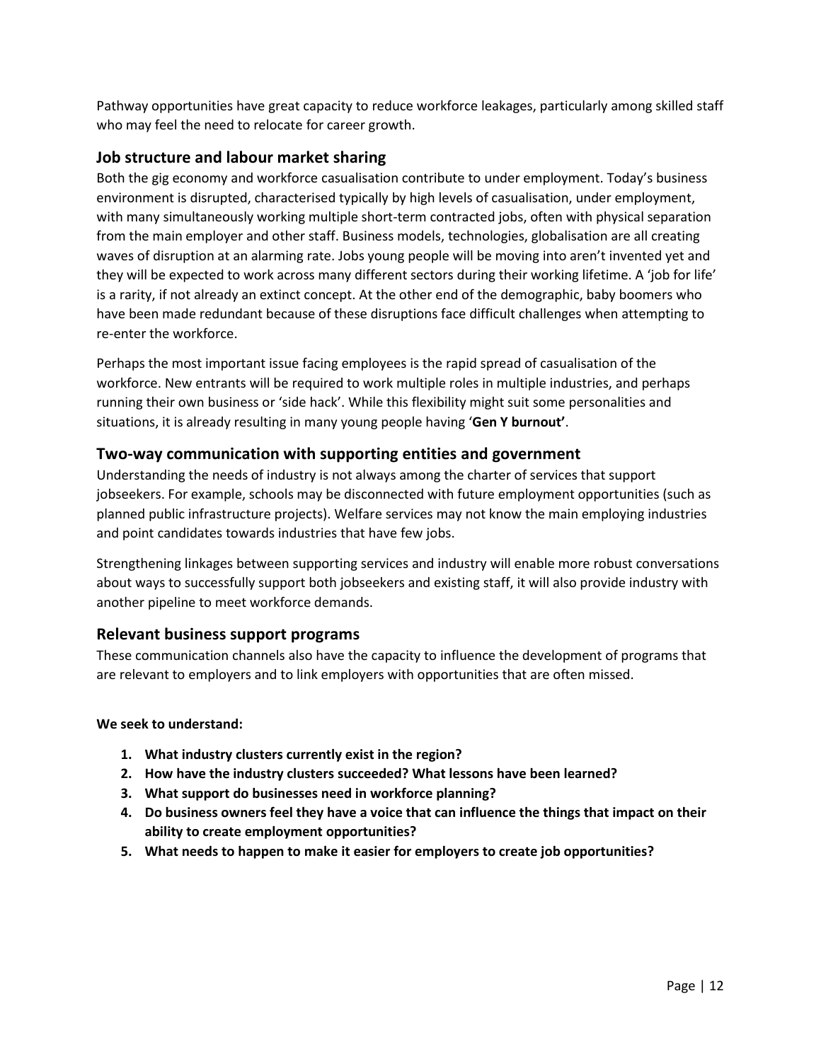Pathway opportunities have great capacity to reduce workforce leakages, particularly among skilled staff who may feel the need to relocate for career growth.

## Job structure and labour market sharing

Both the gig economy and workforce casualisation contribute to under employment. Today's business environment is disrupted, characterised typically by high levels of casualisation, under employment, with many simultaneously working multiple short-term contracted jobs, often with physical separation from the main employer and other staff. Business models, technologies, globalisation are all creating waves of disruption at an alarming rate. Jobs young people will be moving into aren't invented yet and they will be expected to work across many different sectors during their working lifetime. A 'job for life' is a rarity, if not already an extinct concept. At the other end of the demographic, baby boomers who have been made redundant because of these disruptions face difficult challenges when attempting to re-enter the workforce.

Perhaps the most important issue facing employees is the rapid spread of casualisation of the workforce. New entrants will be required to work multiple roles in multiple industries, and perhaps running their own business or 'side hack'. While this flexibility might suit some personalities and situations, it is already resulting in many young people having '**Gen Y burnout'**.

## Two-way communication with supporting entities and government

Understanding the needs of industry is not always among the charter of services that support jobseekers. For example, schools may be disconnected with future employment opportunities (such as planned public infrastructure projects). Welfare services may not know the main employing industries and point candidates towards industries that have few jobs.

Strengthening linkages between supporting services and industry will enable more robust conversations about ways to successfully support both jobseekers and existing staff, it will also provide industry with another pipeline to meet workforce demands.

## Relevant business support programs

These communication channels also have the capacity to influence the development of programs that are relevant to employers and to link employers with opportunities that are often missed.

**We seek to understand:**

1. **What industry clusters currently exist in the region?**
2. **How have the industry clusters succeeded? What lessons have been learned?**
3. **What support do businesses need in workforce planning?**
4. **Do business owners feel they have a voice that can influence the things that impact on their ability to create employment opportunities?**
5. **What needs to happen to make it easier for employers to create job opportunities?**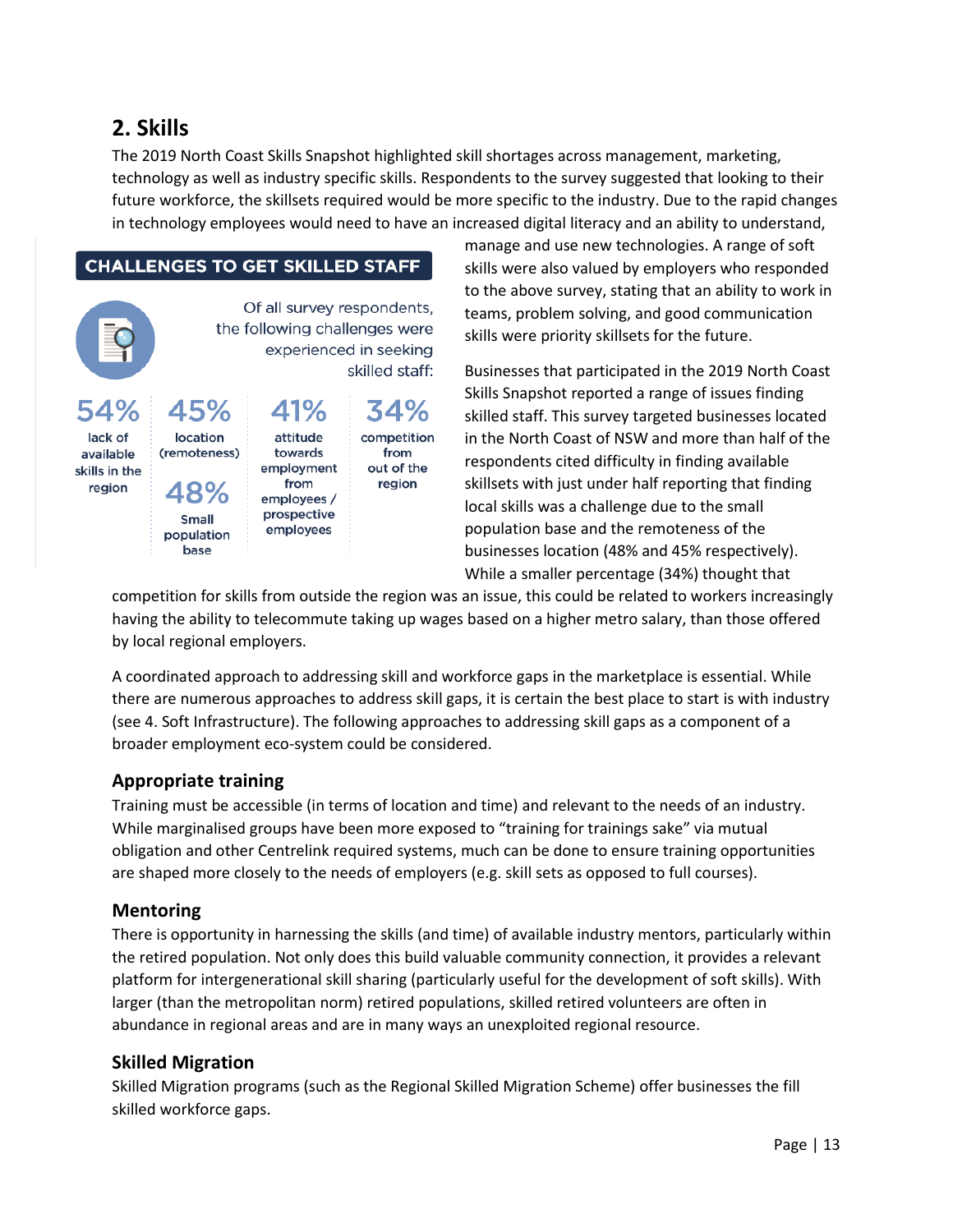## 2. Skills

The 2019 North Coast Skills Snapshot highlighted skill shortages across management, marketing, technology as well as industry specific skills. Respondents to the survey suggested that looking to their future workforce, the skillsets required would be more specific to the industry. Due to the rapid changes in technology employees would need to have an increased digital literacy and an ability to understand, manage and use new technologies. A range of soft skills were also valued by employers who responded to the above survey, stating that an ability to work in teams, problem solving, and good communication skills were priority skillsets for the future.

**CHALLENGES TO GET SKILLED STAFF**

Of all survey respondents, the following challenges were experienced in seeking skilled staff:

- **54%** lack of available skills in the region
- **45%** location (remoteness)
- **48%** Small population base
- **41%** attitude towards employment from employees / prospective employees
- **34%** competition from out of the region

Businesses that participated in the 2019 North Coast Skills Snapshot reported a range of issues finding skilled staff. This survey targeted businesses located in the North Coast of NSW and more than half of the respondents cited difficulty in finding available skillsets with just under half reporting that finding local skills was a challenge due to the small population base and the remoteness of the businesses location (48% and 45% respectively). While a smaller percentage (34%) thought that competition for skills from outside the region was an issue, this could be related to workers increasingly having the ability to telecommute taking up wages based on a higher metro salary, than those offered by local regional employers.

A coordinated approach to addressing skill and workforce gaps in the marketplace is essential. While there are numerous approaches to address skill gaps, it is certain the best place to start is with industry (see 4. Soft Infrastructure). The following approaches to addressing skill gaps as a component of a broader employment eco-system could be considered.

### Appropriate training

Training must be accessible (in terms of location and time) and relevant to the needs of an industry. While marginalised groups have been more exposed to "training for trainings sake" via mutual obligation and other Centrelink required systems, much can be done to ensure training opportunities are shaped more closely to the needs of employers (e.g. skill sets as opposed to full courses).

### Mentoring

There is opportunity in harnessing the skills (and time) of available industry mentors, particularly within the retired population. Not only does this build valuable community connection, it provides a relevant platform for intergenerational skill sharing (particularly useful for the development of soft skills). With larger (than the metropolitan norm) retired populations, skilled retired volunteers are often in abundance in regional areas and are in many ways an unexploited regional resource.

### Skilled Migration

Skilled Migration programs (such as the Regional Skilled Migration Scheme) offer businesses the fill skilled workforce gaps.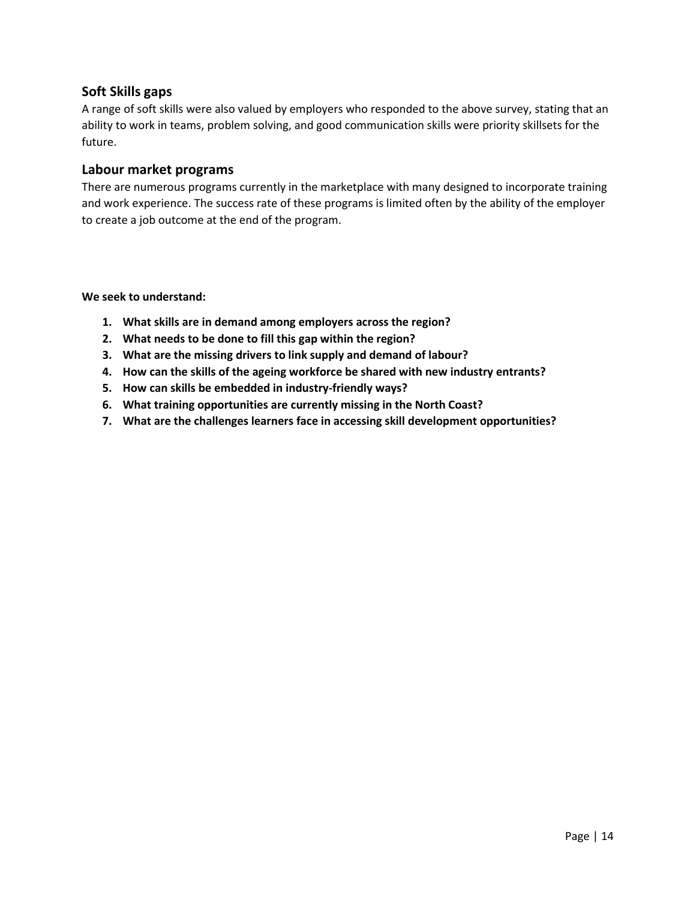## Soft Skills gaps

A range of soft skills were also valued by employers who responded to the above survey, stating that an ability to work in teams, problem solving, and good communication skills were priority skillsets for the future.

## Labour market programs

There are numerous programs currently in the marketplace with many designed to incorporate training and work experience. The success rate of these programs is limited often by the ability of the employer to create a job outcome at the end of the program.

**We seek to understand:**

1. **What skills are in demand among employers across the region?**
2. **What needs to be done to fill this gap within the region?**
3. **What are the missing drivers to link supply and demand of labour?**
4. **How can the skills of the ageing workforce be shared with new industry entrants?**
5. **How can skills be embedded in industry-friendly ways?**
6. **What training opportunities are currently missing in the North Coast?**
7. **What are the challenges learners face in accessing skill development opportunities?**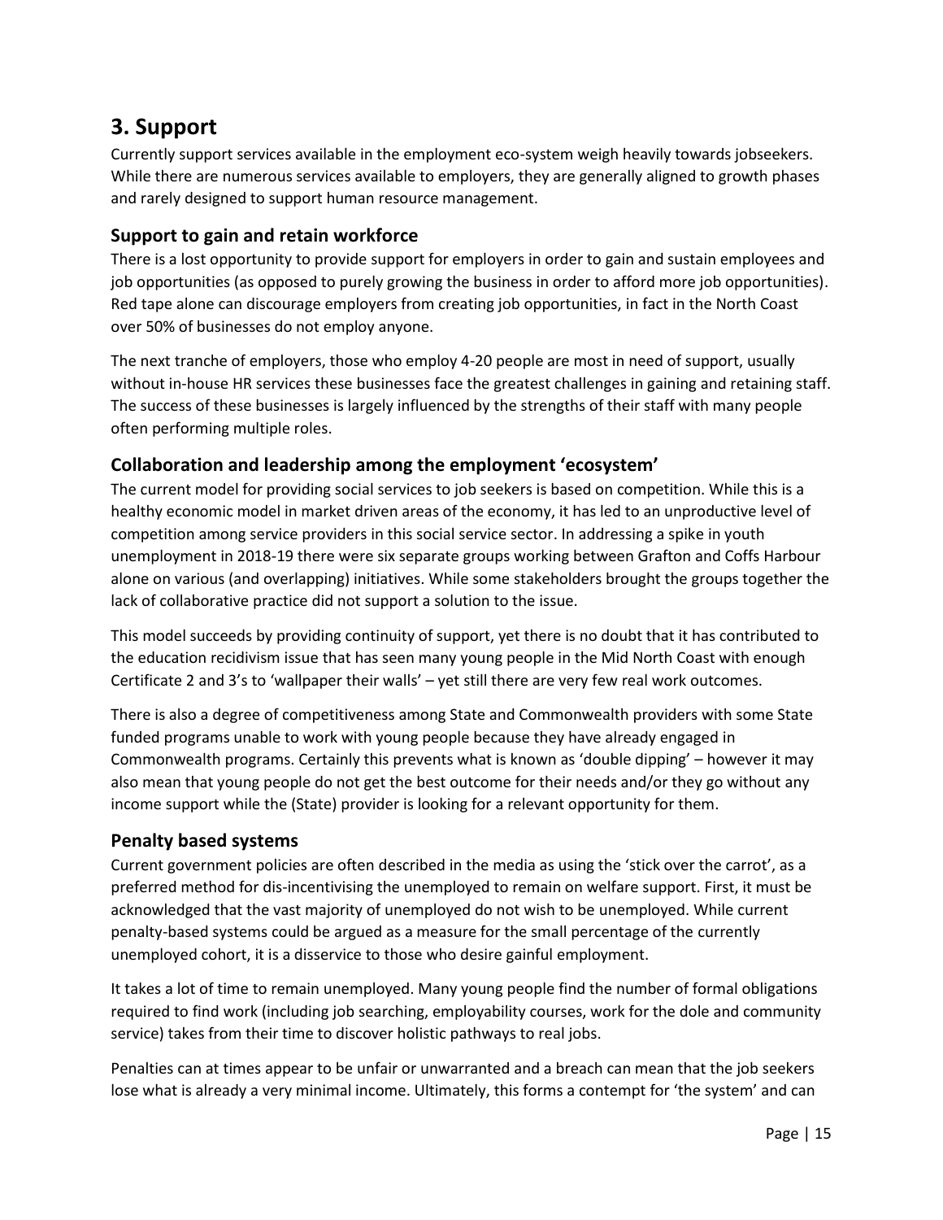# 3. Support

Currently support services available in the employment eco-system weigh heavily towards jobseekers. While there are numerous services available to employers, they are generally aligned to growth phases and rarely designed to support human resource management.

## Support to gain and retain workforce

There is a lost opportunity to provide support for employers in order to gain and sustain employees and job opportunities (as opposed to purely growing the business in order to afford more job opportunities). Red tape alone can discourage employers from creating job opportunities, in fact in the North Coast over 50% of businesses do not employ anyone.

The next tranche of employers, those who employ 4-20 people are most in need of support, usually without in-house HR services these businesses face the greatest challenges in gaining and retaining staff. The success of these businesses is largely influenced by the strengths of their staff with many people often performing multiple roles.

## Collaboration and leadership among the employment 'ecosystem'

The current model for providing social services to job seekers is based on competition. While this is a healthy economic model in market driven areas of the economy, it has led to an unproductive level of competition among service providers in this social service sector. In addressing a spike in youth unemployment in 2018-19 there were six separate groups working between Grafton and Coffs Harbour alone on various (and overlapping) initiatives. While some stakeholders brought the groups together the lack of collaborative practice did not support a solution to the issue.

This model succeeds by providing continuity of support, yet there is no doubt that it has contributed to the education recidivism issue that has seen many young people in the Mid North Coast with enough Certificate 2 and 3's to 'wallpaper their walls' – yet still there are very few real work outcomes.

There is also a degree of competitiveness among State and Commonwealth providers with some State funded programs unable to work with young people because they have already engaged in Commonwealth programs. Certainly this prevents what is known as 'double dipping' – however it may also mean that young people do not get the best outcome for their needs and/or they go without any income support while the (State) provider is looking for a relevant opportunity for them.

## Penalty based systems

Current government policies are often described in the media as using the 'stick over the carrot', as a preferred method for dis-incentivising the unemployed to remain on welfare support. First, it must be acknowledged that the vast majority of unemployed do not wish to be unemployed. While current penalty-based systems could be argued as a measure for the small percentage of the currently unemployed cohort, it is a disservice to those who desire gainful employment.

It takes a lot of time to remain unemployed. Many young people find the number of formal obligations required to find work (including job searching, employability courses, work for the dole and community service) takes from their time to discover holistic pathways to real jobs.

Penalties can at times appear to be unfair or unwarranted and a breach can mean that the job seekers lose what is already a very minimal income. Ultimately, this forms a contempt for 'the system' and can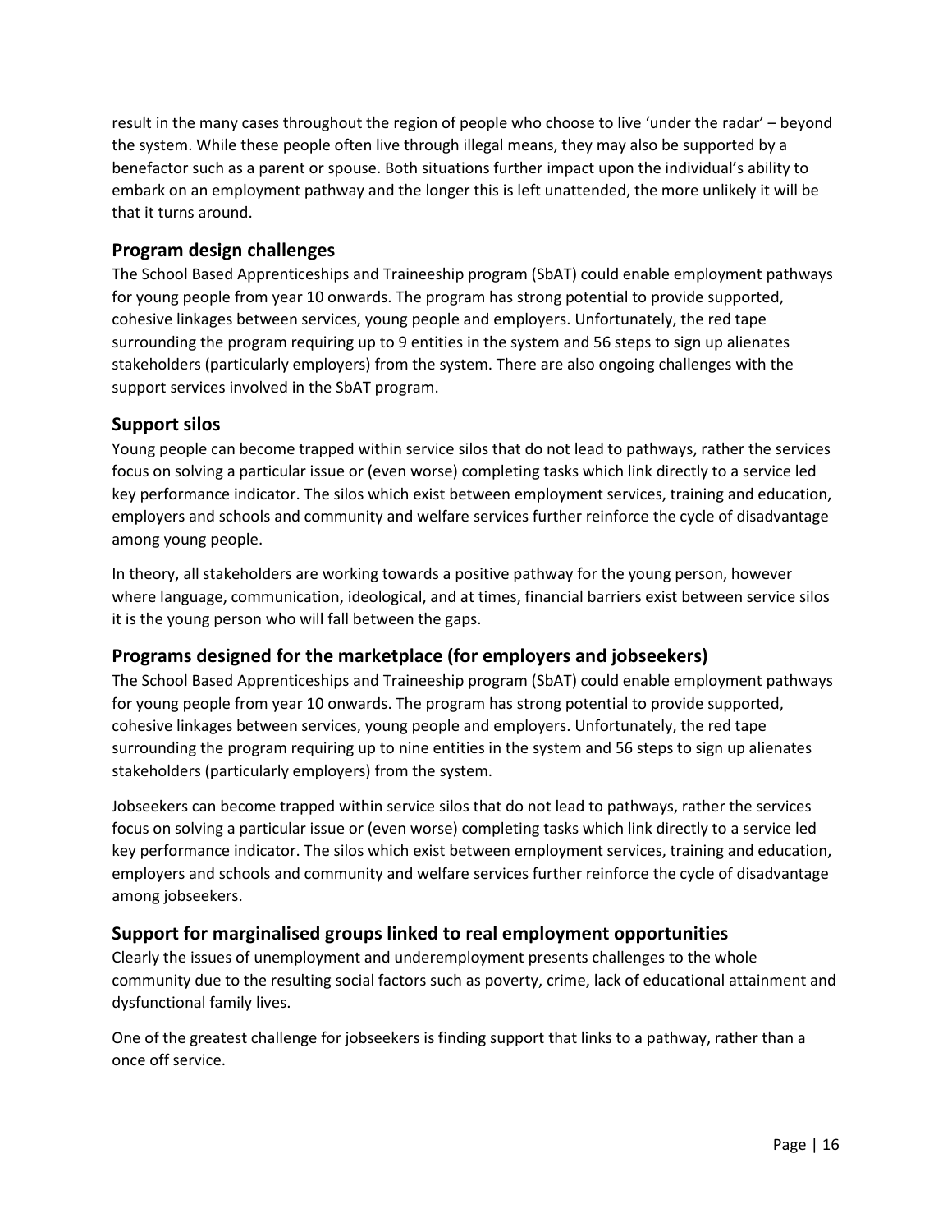result in the many cases throughout the region of people who choose to live 'under the radar' – beyond the system. While these people often live through illegal means, they may also be supported by a benefactor such as a parent or spouse. Both situations further impact upon the individual's ability to embark on an employment pathway and the longer this is left unattended, the more unlikely it will be that it turns around.

## Program design challenges

The School Based Apprenticeships and Traineeship program (SbAT) could enable employment pathways for young people from year 10 onwards. The program has strong potential to provide supported, cohesive linkages between services, young people and employers. Unfortunately, the red tape surrounding the program requiring up to 9 entities in the system and 56 steps to sign up alienates stakeholders (particularly employers) from the system. There are also ongoing challenges with the support services involved in the SbAT program.

## Support silos

Young people can become trapped within service silos that do not lead to pathways, rather the services focus on solving a particular issue or (even worse) completing tasks which link directly to a service led key performance indicator. The silos which exist between employment services, training and education, employers and schools and community and welfare services further reinforce the cycle of disadvantage among young people.

In theory, all stakeholders are working towards a positive pathway for the young person, however where language, communication, ideological, and at times, financial barriers exist between service silos it is the young person who will fall between the gaps.

## Programs designed for the marketplace (for employers and jobseekers)

The School Based Apprenticeships and Traineeship program (SbAT) could enable employment pathways for young people from year 10 onwards. The program has strong potential to provide supported, cohesive linkages between services, young people and employers. Unfortunately, the red tape surrounding the program requiring up to nine entities in the system and 56 steps to sign up alienates stakeholders (particularly employers) from the system.

Jobseekers can become trapped within service silos that do not lead to pathways, rather the services focus on solving a particular issue or (even worse) completing tasks which link directly to a service led key performance indicator. The silos which exist between employment services, training and education, employers and schools and community and welfare services further reinforce the cycle of disadvantage among jobseekers.

## Support for marginalised groups linked to real employment opportunities

Clearly the issues of unemployment and underemployment presents challenges to the whole community due to the resulting social factors such as poverty, crime, lack of educational attainment and dysfunctional family lives.

One of the greatest challenge for jobseekers is finding support that links to a pathway, rather than a once off service.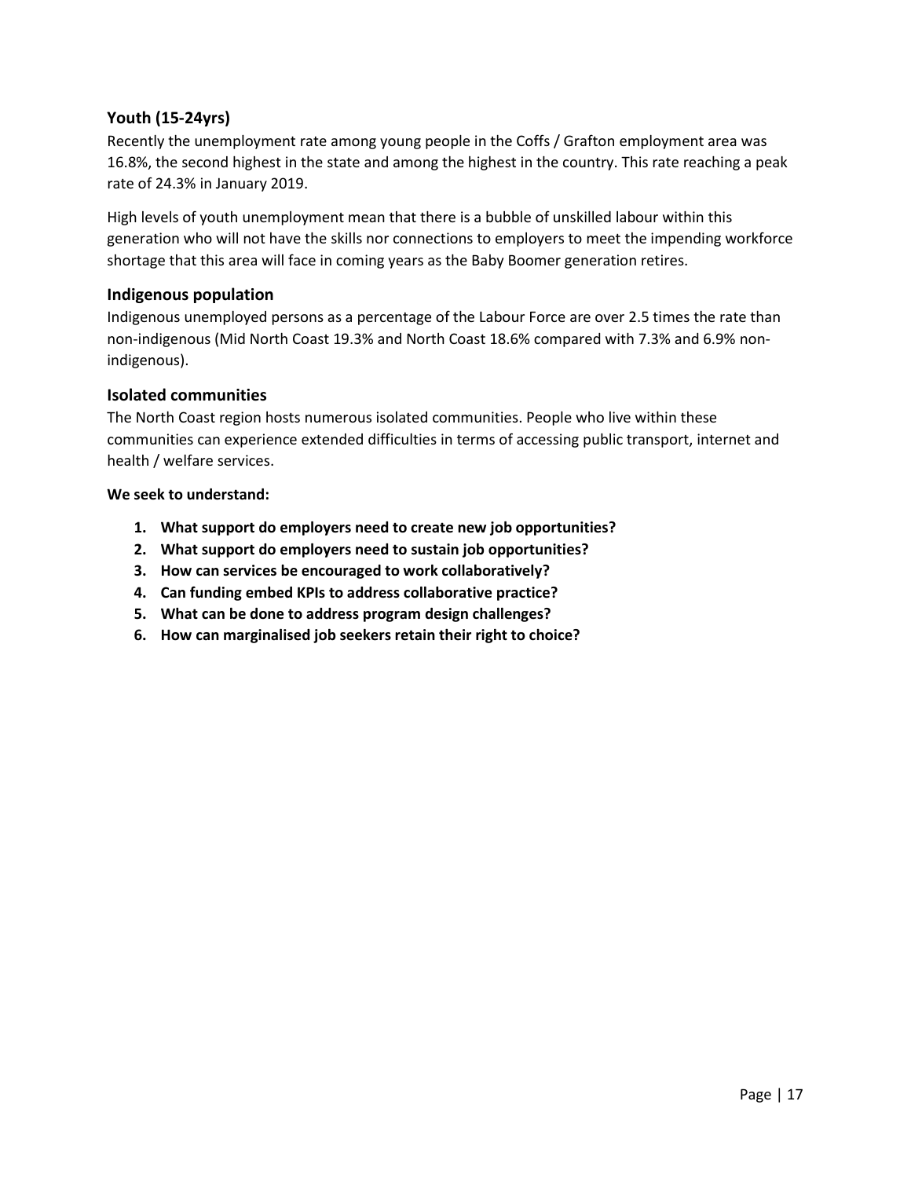### Youth (15-24yrs)

Recently the unemployment rate among young people in the Coffs / Grafton employment area was 16.8%, the second highest in the state and among the highest in the country. This rate reaching a peak rate of 24.3% in January 2019.

High levels of youth unemployment mean that there is a bubble of unskilled labour within this generation who will not have the skills nor connections to employers to meet the impending workforce shortage that this area will face in coming years as the Baby Boomer generation retires.

### Indigenous population

Indigenous unemployed persons as a percentage of the Labour Force are over 2.5 times the rate than non-indigenous (Mid North Coast 19.3% and North Coast 18.6% compared with 7.3% and 6.9% non-indigenous).

### Isolated communities

The North Coast region hosts numerous isolated communities. People who live within these communities can experience extended difficulties in terms of accessing public transport, internet and health / welfare services.

**We seek to understand:**

1. **What support do employers need to create new job opportunities?**
2. **What support do employers need to sustain job opportunities?**
3. **How can services be encouraged to work collaboratively?**
4. **Can funding embed KPIs to address collaborative practice?**
5. **What can be done to address program design challenges?**
6. **How can marginalised job seekers retain their right to choice?**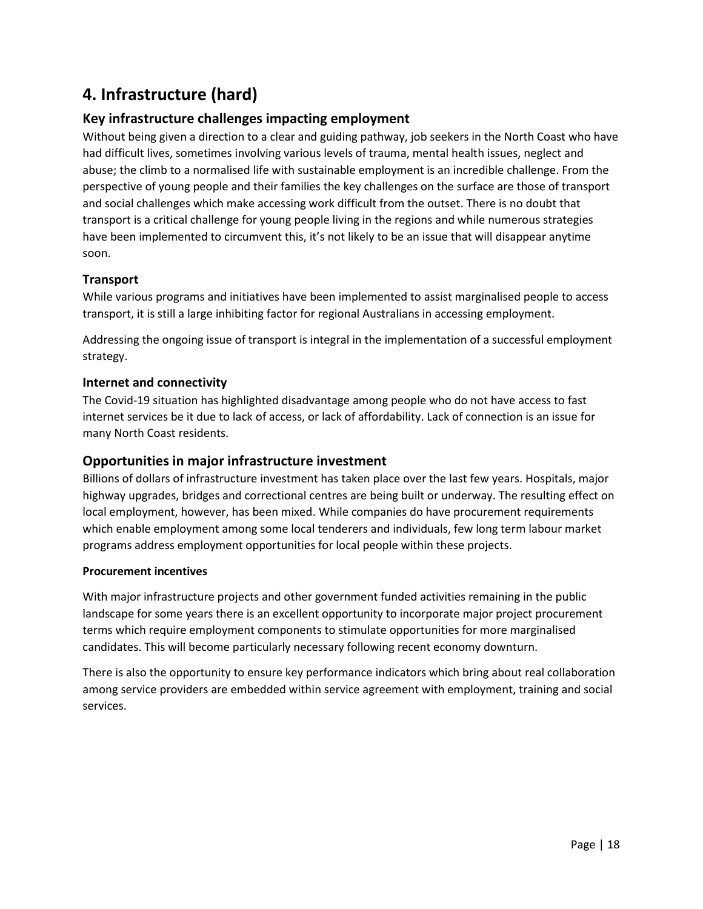# 4. Infrastructure (hard)

## Key infrastructure challenges impacting employment

Without being given a direction to a clear and guiding pathway, job seekers in the North Coast who have had difficult lives, sometimes involving various levels of trauma, mental health issues, neglect and abuse; the climb to a normalised life with sustainable employment is an incredible challenge. From the perspective of young people and their families the key challenges on the surface are those of transport and social challenges which make accessing work difficult from the outset. There is no doubt that transport is a critical challenge for young people living in the regions and while numerous strategies have been implemented to circumvent this, it's not likely to be an issue that will disappear anytime soon.

### Transport

While various programs and initiatives have been implemented to assist marginalised people to access transport, it is still a large inhibiting factor for regional Australians in accessing employment.

Addressing the ongoing issue of transport is integral in the implementation of a successful employment strategy.

### Internet and connectivity

The Covid-19 situation has highlighted disadvantage among people who do not have access to fast internet services be it due to lack of access, or lack of affordability. Lack of connection is an issue for many North Coast residents.

## Opportunities in major infrastructure investment

Billions of dollars of infrastructure investment has taken place over the last few years. Hospitals, major highway upgrades, bridges and correctional centres are being built or underway. The resulting effect on local employment, however, has been mixed. While companies do have procurement requirements which enable employment among some local tenderers and individuals, few long term labour market programs address employment opportunities for local people within these projects.

#### Procurement incentives

With major infrastructure projects and other government funded activities remaining in the public landscape for some years there is an excellent opportunity to incorporate major project procurement terms which require employment components to stimulate opportunities for more marginalised candidates. This will become particularly necessary following recent economy downturn.

There is also the opportunity to ensure key performance indicators which bring about real collaboration among service providers are embedded within service agreement with employment, training and social services.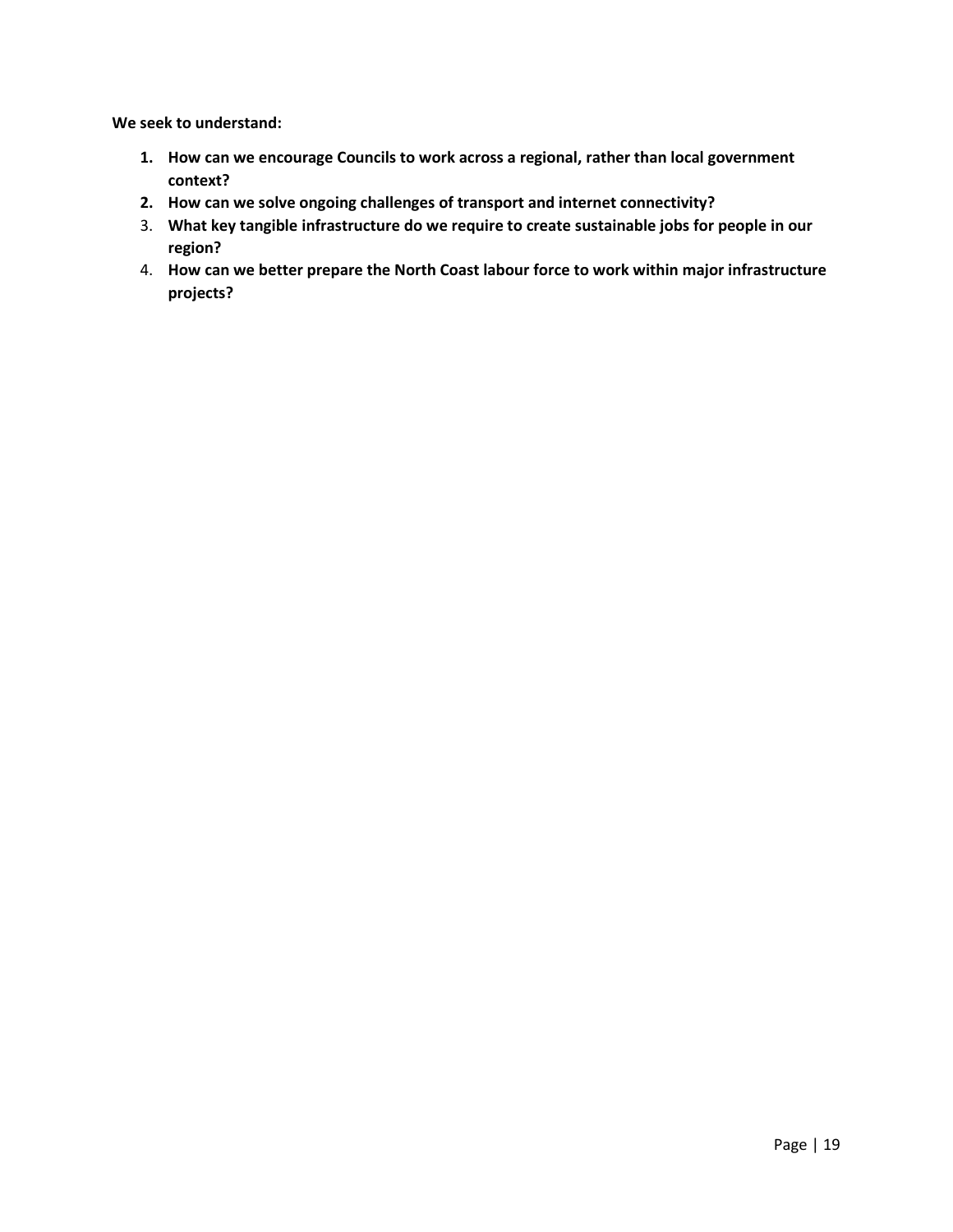**We seek to understand:**

1. **How can we encourage Councils to work across a regional, rather than local government context?**
2. **How can we solve ongoing challenges of transport and internet connectivity?**
3. **What key tangible infrastructure do we require to create sustainable jobs for people in our region?**
4. **How can we better prepare the North Coast labour force to work within major infrastructure projects?**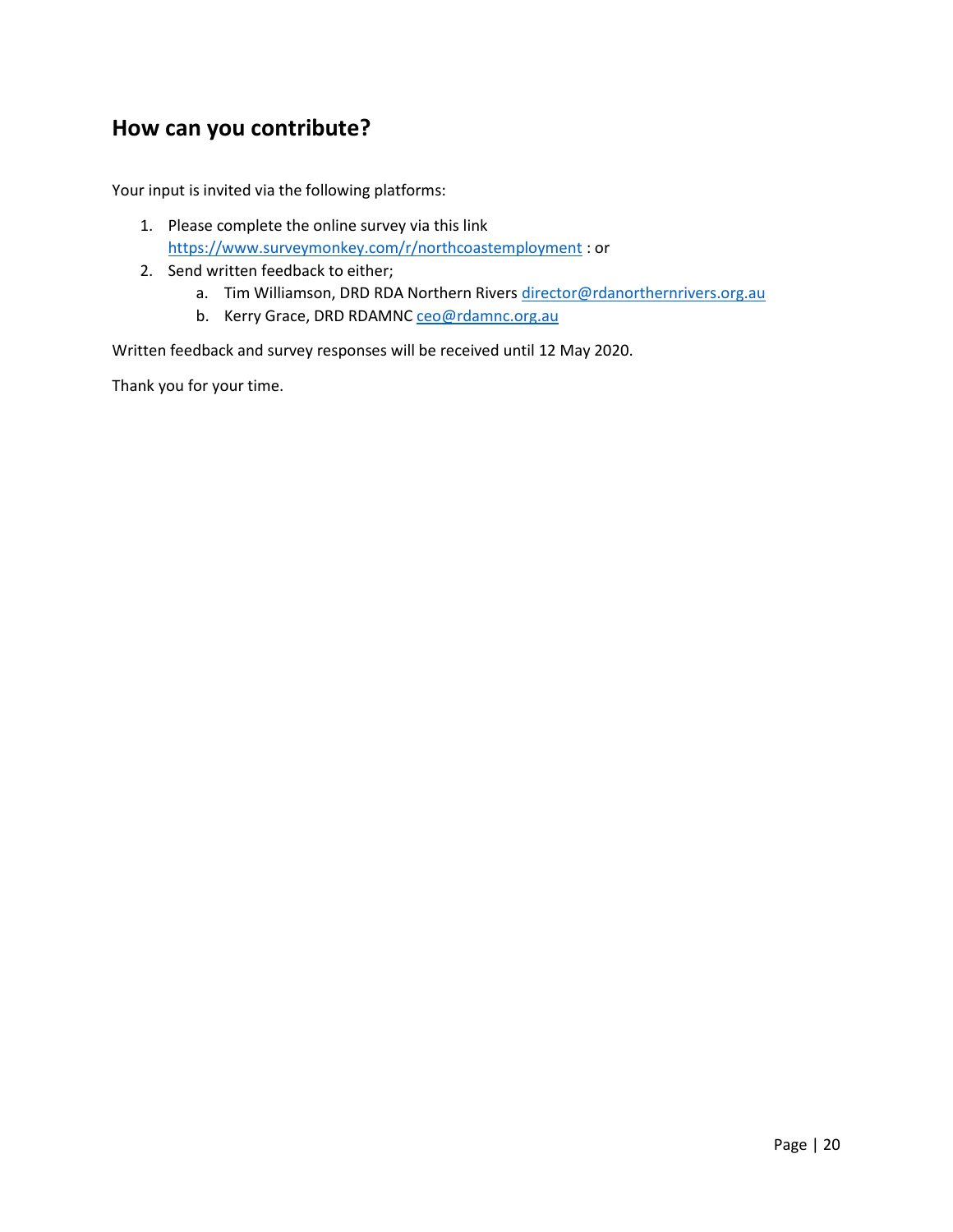## How can you contribute?

Your input is invited via the following platforms:

1. Please complete the online survey via this link https://www.surveymonkey.com/r/northcoastemployment : or
2. Send written feedback to either;
   a. Tim Williamson, DRD RDA Northern Rivers director@rdanorthernrivers.org.au
   b. Kerry Grace, DRD RDAMNC ceo@rdamnc.org.au

Written feedback and survey responses will be received until 12 May 2020.

Thank you for your time.